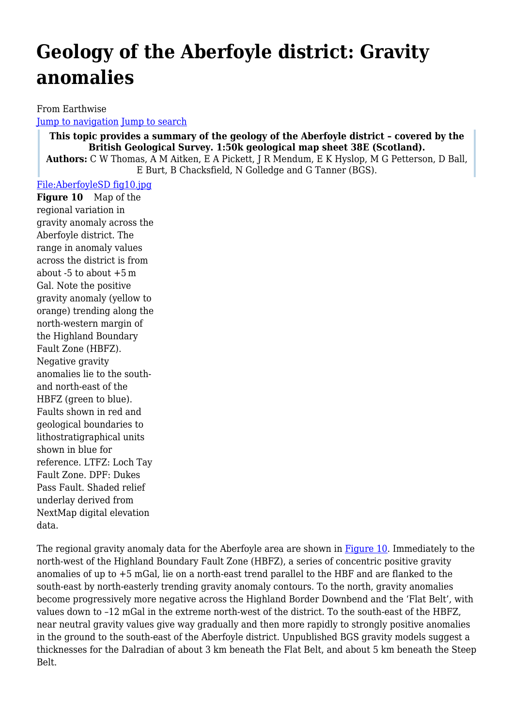# Geology of the Aberfoyle district: Gravity anomalies

From Earthwise

Jump to navigation Jump to search

**This topic provides a summary of the geology of the Aberfoyle district – covered by the British Geological Survey. 1:50k geological map sheet 38E (Scotland).**
**Authors:** C W Thomas, A M Aitken, E A Pickett, J R Mendum, E K Hyslop, M G Petterson, D Ball, E Burt, B Chacksfield, N Golledge and G Tanner (BGS).

File:AberfoyleSD fig10.jpg

**Figure 10** Map of the regional variation in gravity anomaly across the Aberfoyle district. The range in anomaly values across the district is from about -5 to about +5 m Gal. Note the positive gravity anomaly (yellow to orange) trending along the north-western margin of the Highland Boundary Fault Zone (HBFZ). Negative gravity anomalies lie to the south- and north-east of the HBFZ (green to blue). Faults shown in red and geological boundaries to lithostratigraphical units shown in blue for reference. LTFZ: Loch Tay Fault Zone. DPF: Dukes Pass Fault. Shaded relief underlay derived from NextMap digital elevation data.

The regional gravity anomaly data for the Aberfoyle area are shown in Figure 10. Immediately to the north-west of the Highland Boundary Fault Zone (HBFZ), a series of concentric positive gravity anomalies of up to +5 mGal, lie on a north-east trend parallel to the HBF and are flanked to the south-east by north-easterly trending gravity anomaly contours. To the north, gravity anomalies become progressively more negative across the Highland Border Downbend and the 'Flat Belt', with values down to –12 mGal in the extreme north-west of the district. To the south-east of the HBFZ, near neutral gravity values give way gradually and then more rapidly to strongly positive anomalies in the ground to the south-east of the Aberfoyle district. Unpublished BGS gravity models suggest a thicknesses for the Dalradian of about 3 km beneath the Flat Belt, and about 5 km beneath the Steep Belt.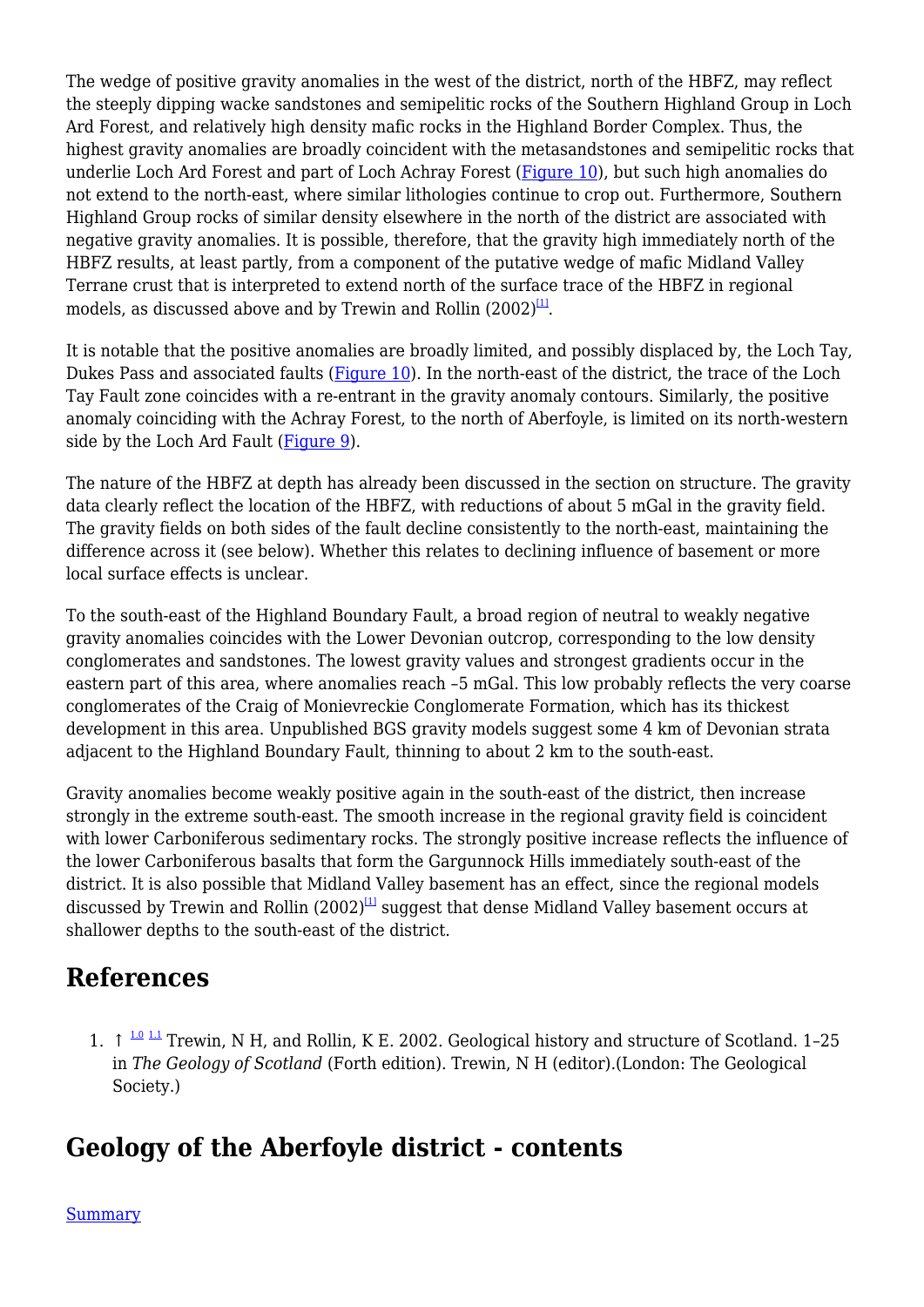The wedge of positive gravity anomalies in the west of the district, north of the HBFZ, may reflect the steeply dipping wacke sandstones and semipelitic rocks of the Southern Highland Group in Loch Ard Forest, and relatively high density mafic rocks in the Highland Border Complex. Thus, the highest gravity anomalies are broadly coincident with the metasandstones and semipelitic rocks that underlie Loch Ard Forest and part of Loch Achray Forest (Figure 10), but such high anomalies do not extend to the north-east, where similar lithologies continue to crop out. Furthermore, Southern Highland Group rocks of similar density elsewhere in the north of the district are associated with negative gravity anomalies. It is possible, therefore, that the gravity high immediately north of the HBFZ results, at least partly, from a component of the putative wedge of mafic Midland Valley Terrane crust that is interpreted to extend north of the surface trace of the HBFZ in regional models, as discussed above and by Trewin and Rollin (2002)[1].

It is notable that the positive anomalies are broadly limited, and possibly displaced by, the Loch Tay, Dukes Pass and associated faults (Figure 10). In the north-east of the district, the trace of the Loch Tay Fault zone coincides with a re-entrant in the gravity anomaly contours. Similarly, the positive anomaly coinciding with the Achray Forest, to the north of Aberfoyle, is limited on its north-western side by the Loch Ard Fault (Figure 9).

The nature of the HBFZ at depth has already been discussed in the section on structure. The gravity data clearly reflect the location of the HBFZ, with reductions of about 5 mGal in the gravity field. The gravity fields on both sides of the fault decline consistently to the north-east, maintaining the difference across it (see below). Whether this relates to declining influence of basement or more local surface effects is unclear.

To the south-east of the Highland Boundary Fault, a broad region of neutral to weakly negative gravity anomalies coincides with the Lower Devonian outcrop, corresponding to the low density conglomerates and sandstones. The lowest gravity values and strongest gradients occur in the eastern part of this area, where anomalies reach –5 mGal. This low probably reflects the very coarse conglomerates of the Craig of Monievreckie Conglomerate Formation, which has its thickest development in this area. Unpublished BGS gravity models suggest some 4 km of Devonian strata adjacent to the Highland Boundary Fault, thinning to about 2 km to the south-east.

Gravity anomalies become weakly positive again in the south-east of the district, then increase strongly in the extreme south-east. The smooth increase in the regional gravity field is coincident with lower Carboniferous sedimentary rocks. The strongly positive increase reflects the influence of the lower Carboniferous basalts that form the Gargunnock Hills immediately south-east of the district. It is also possible that Midland Valley basement has an effect, since the regional models discussed by Trewin and Rollin (2002)[1] suggest that dense Midland Valley basement occurs at shallower depths to the south-east of the district.

## References

1. ↑ [1.0] [1.1] Trewin, N H, and Rollin, K E. 2002. Geological history and structure of Scotland. 1–25 in *The Geology of Scotland* (Forth edition). Trewin, N H (editor).(London: The Geological Society.)

## Geology of the Aberfoyle district - contents

Summary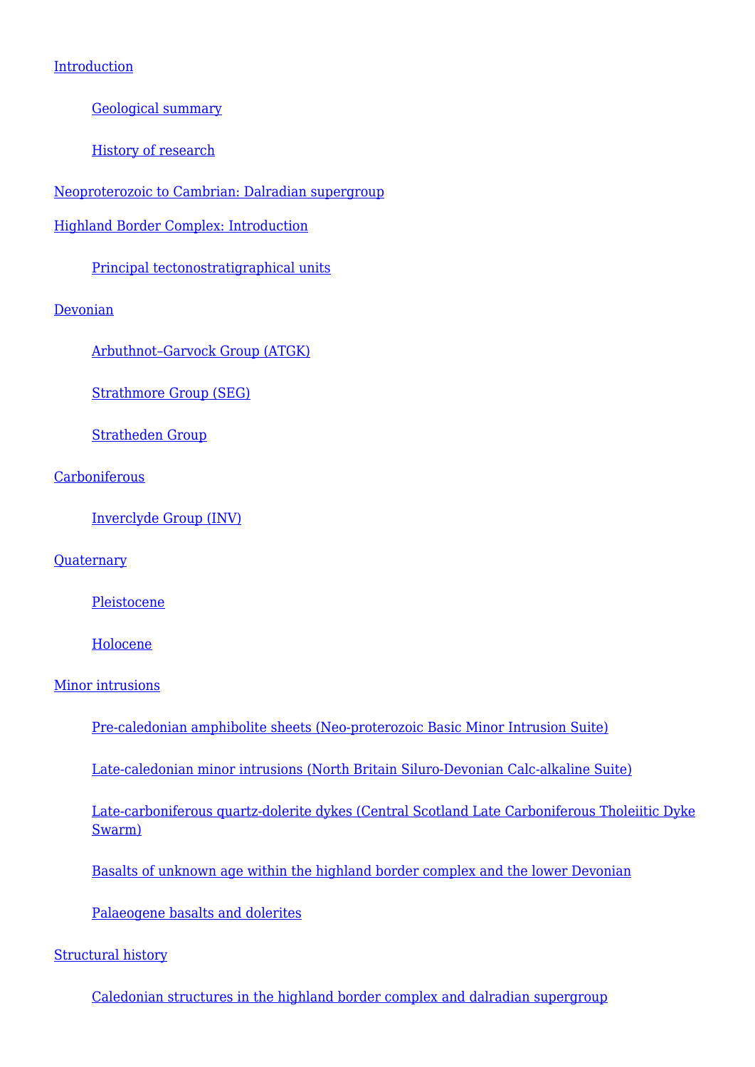- Introduction
  - Geological summary
  - History of research
- Neoproterozoic to Cambrian: Dalradian supergroup
- Highland Border Complex: Introduction
  - Principal tectonostratigraphical units
- Devonian
  - Arbuthnot–Garvock Group (ATGK)
  - Strathmore Group (SEG)
  - Stratheden Group
- Carboniferous
  - Inverclyde Group (INV)
- Quaternary
  - Pleistocene
  - Holocene
- Minor intrusions
  - Pre-caledonian amphibolite sheets (Neo-proterozoic Basic Minor Intrusion Suite)
  - Late-caledonian minor intrusions (North Britain Siluro-Devonian Calc-alkaline Suite)
  - Late-carboniferous quartz-dolerite dykes (Central Scotland Late Carboniferous Tholeiitic Dyke Swarm)
  - Basalts of unknown age within the highland border complex and the lower Devonian
  - Palaeogene basalts and dolerites
- Structural history
  - Caledonian structures in the highland border complex and dalradian supergroup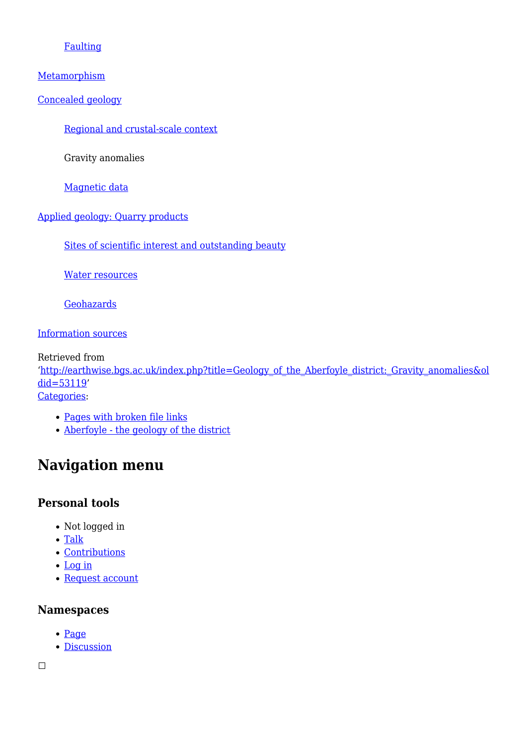- Faulting

Metamorphism

Concealed geology

- Regional and crustal-scale context
- Gravity anomalies
- Magnetic data

Applied geology: Quarry products

- Sites of scientific interest and outstanding beauty
- Water resources
- Geohazards

Information sources

Retrieved from ‘http://earthwise.bgs.ac.uk/index.php?title=Geology_of_the_Aberfoyle_district:_Gravity_anomalies&oldid=53119’

Categories:

- Pages with broken file links
- Aberfoyle - the geology of the district

# Navigation menu

### Personal tools

- Not logged in
- Talk
- Contributions
- Log in
- Request account

### Namespaces

- Page
- Discussion

□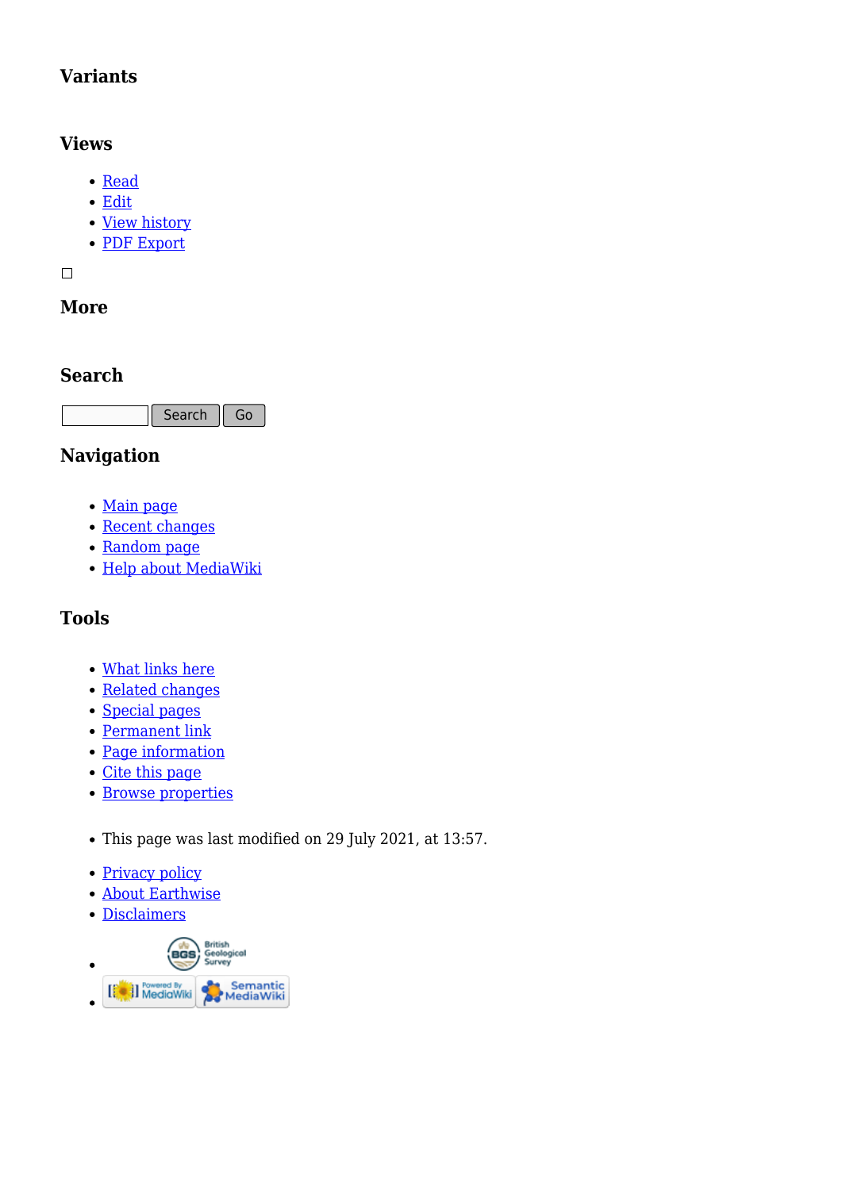### Variants

### Views

- Read
- Edit
- View history
- PDF Export

☐

### More

### Search

Search Go

### Navigation

- Main page
- Recent changes
- Random page
- Help about MediaWiki

### Tools

- What links here
- Related changes
- Special pages
- Permanent link
- Page information
- Cite this page
- Browse properties

- This page was last modified on 29 July 2021, at 13:57.

- Privacy policy
- About Earthwise
- Disclaimers
- British Geological Survey
- Powered By MediaWiki Semantic MediaWiki